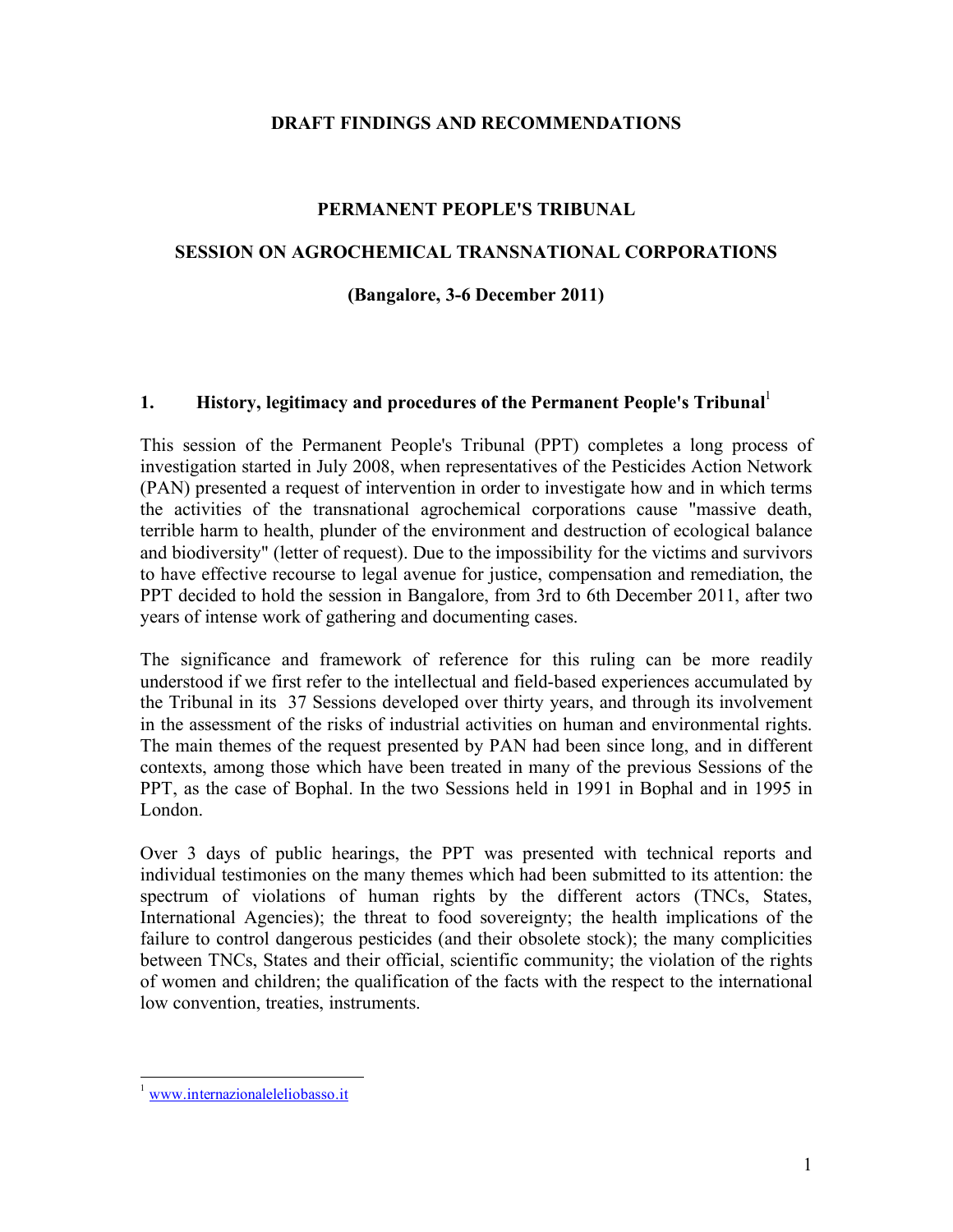**DRAFT FINDINGS AND RECOMMENDATIONS**

# PERMANENT PEOPLE'S TRIBUNAL

## SESSION ON AGROCHEMICAL TRANSNATIONAL CORPORATIONS

**(Bangalore, 3-6 December 2011)**

## 1. History, legitimacy and procedures of the Permanent People's Tribunal[1]

This session of the Permanent People's Tribunal (PPT) completes a long process of investigation started in July 2008, when representatives of the Pesticides Action Network (PAN) presented a request of intervention in order to investigate how and in which terms the activities of the transnational agrochemical corporations cause "massive death, terrible harm to health, plunder of the environment and destruction of ecological balance and biodiversity" (letter of request). Due to the impossibility for the victims and survivors to have effective recourse to legal avenue for justice, compensation and remediation, the PPT decided to hold the session in Bangalore, from 3rd to 6th December 2011, after two years of intense work of gathering and documenting cases.

The significance and framework of reference for this ruling can be more readily understood if we first refer to the intellectual and field-based experiences accumulated by the Tribunal in its 37 Sessions developed over thirty years, and through its involvement in the assessment of the risks of industrial activities on human and environmental rights. The main themes of the request presented by PAN had been since long, and in different contexts, among those which have been treated in many of the previous Sessions of the PPT, as the case of Bophal. In the two Sessions held in 1991 in Bophal and in 1995 in London.

Over 3 days of public hearings, the PPT was presented with technical reports and individual testimonies on the many themes which had been submitted to its attention: the spectrum of violations of human rights by the different actors (TNCs, States, International Agencies); the threat to food sovereignty; the health implications of the failure to control dangerous pesticides (and their obsolete stock); the many complicities between TNCs, States and their official, scientific community; the violation of the rights of women and children; the qualification of the facts with the respect to the international low convention, treaties, instruments.

---

[1] www.internazionaleleliobasso.it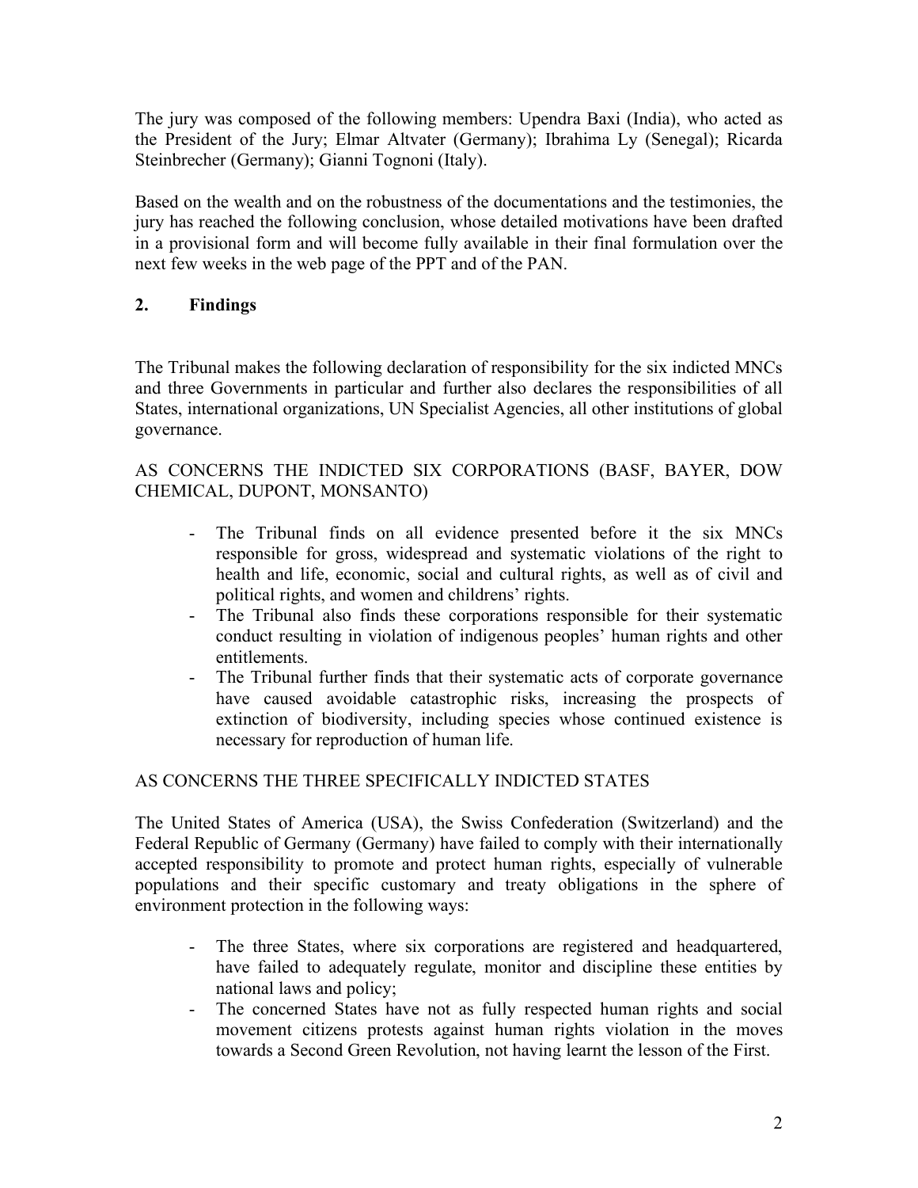The jury was composed of the following members: Upendra Baxi (India), who acted as the President of the Jury; Elmar Altvater (Germany); Ibrahima Ly (Senegal); Ricarda Steinbrecher (Germany); Gianni Tognoni (Italy).

Based on the wealth and on the robustness of the documentations and the testimonies, the jury has reached the following conclusion, whose detailed motivations have been drafted in a provisional form and will become fully available in their final formulation over the next few weeks in the web page of the PPT and of the PAN.

## 2. Findings

The Tribunal makes the following declaration of responsibility for the six indicted MNCs and three Governments in particular and further also declares the responsibilities of all States, international organizations, UN Specialist Agencies, all other institutions of global governance.

AS CONCERNS THE INDICTED SIX CORPORATIONS (BASF, BAYER, DOW CHEMICAL, DUPONT, MONSANTO)

- The Tribunal finds on all evidence presented before it the six MNCs responsible for gross, widespread and systematic violations of the right to health and life, economic, social and cultural rights, as well as of civil and political rights, and women and childrens' rights.
- The Tribunal also finds these corporations responsible for their systematic conduct resulting in violation of indigenous peoples' human rights and other entitlements.
- The Tribunal further finds that their systematic acts of corporate governance have caused avoidable catastrophic risks, increasing the prospects of extinction of biodiversity, including species whose continued existence is necessary for reproduction of human life.

AS CONCERNS THE THREE SPECIFICALLY INDICTED STATES

The United States of America (USA), the Swiss Confederation (Switzerland) and the Federal Republic of Germany (Germany) have failed to comply with their internationally accepted responsibility to promote and protect human rights, especially of vulnerable populations and their specific customary and treaty obligations in the sphere of environment protection in the following ways:

- The three States, where six corporations are registered and headquartered, have failed to adequately regulate, monitor and discipline these entities by national laws and policy;
- The concerned States have not as fully respected human rights and social movement citizens protests against human rights violation in the moves towards a Second Green Revolution, not having learnt the lesson of the First.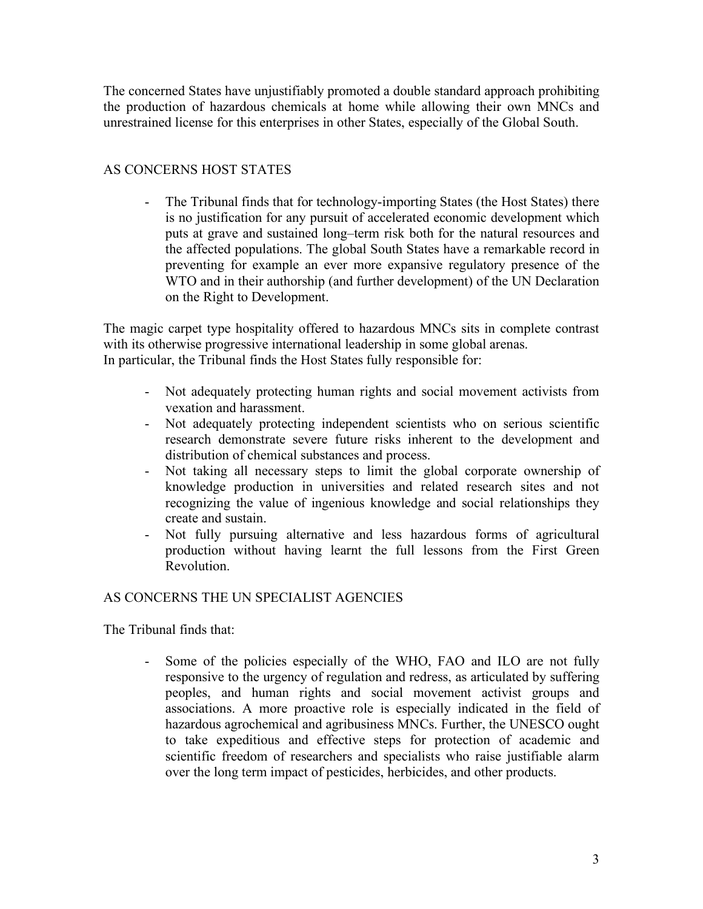The concerned States have unjustifiably promoted a double standard approach prohibiting the production of hazardous chemicals at home while allowing their own MNCs and unrestrained license for this enterprises in other States, especially of the Global South.

## AS CONCERNS HOST STATES

- The Tribunal finds that for technology-importing States (the Host States) there is no justification for any pursuit of accelerated economic development which puts at grave and sustained long–term risk both for the natural resources and the affected populations. The global South States have a remarkable record in preventing for example an ever more expansive regulatory presence of the WTO and in their authorship (and further development) of the UN Declaration on the Right to Development.

The magic carpet type hospitality offered to hazardous MNCs sits in complete contrast with its otherwise progressive international leadership in some global arenas.
In particular, the Tribunal finds the Host States fully responsible for:

- Not adequately protecting human rights and social movement activists from vexation and harassment.
- Not adequately protecting independent scientists who on serious scientific research demonstrate severe future risks inherent to the development and distribution of chemical substances and process.
- Not taking all necessary steps to limit the global corporate ownership of knowledge production in universities and related research sites and not recognizing the value of ingenious knowledge and social relationships they create and sustain.
- Not fully pursuing alternative and less hazardous forms of agricultural production without having learnt the full lessons from the First Green Revolution.

## AS CONCERNS THE UN SPECIALIST AGENCIES

The Tribunal finds that:

- Some of the policies especially of the WHO, FAO and ILO are not fully responsive to the urgency of regulation and redress, as articulated by suffering peoples, and human rights and social movement activist groups and associations. A more proactive role is especially indicated in the field of hazardous agrochemical and agribusiness MNCs. Further, the UNESCO ought to take expeditious and effective steps for protection of academic and scientific freedom of researchers and specialists who raise justifiable alarm over the long term impact of pesticides, herbicides, and other products.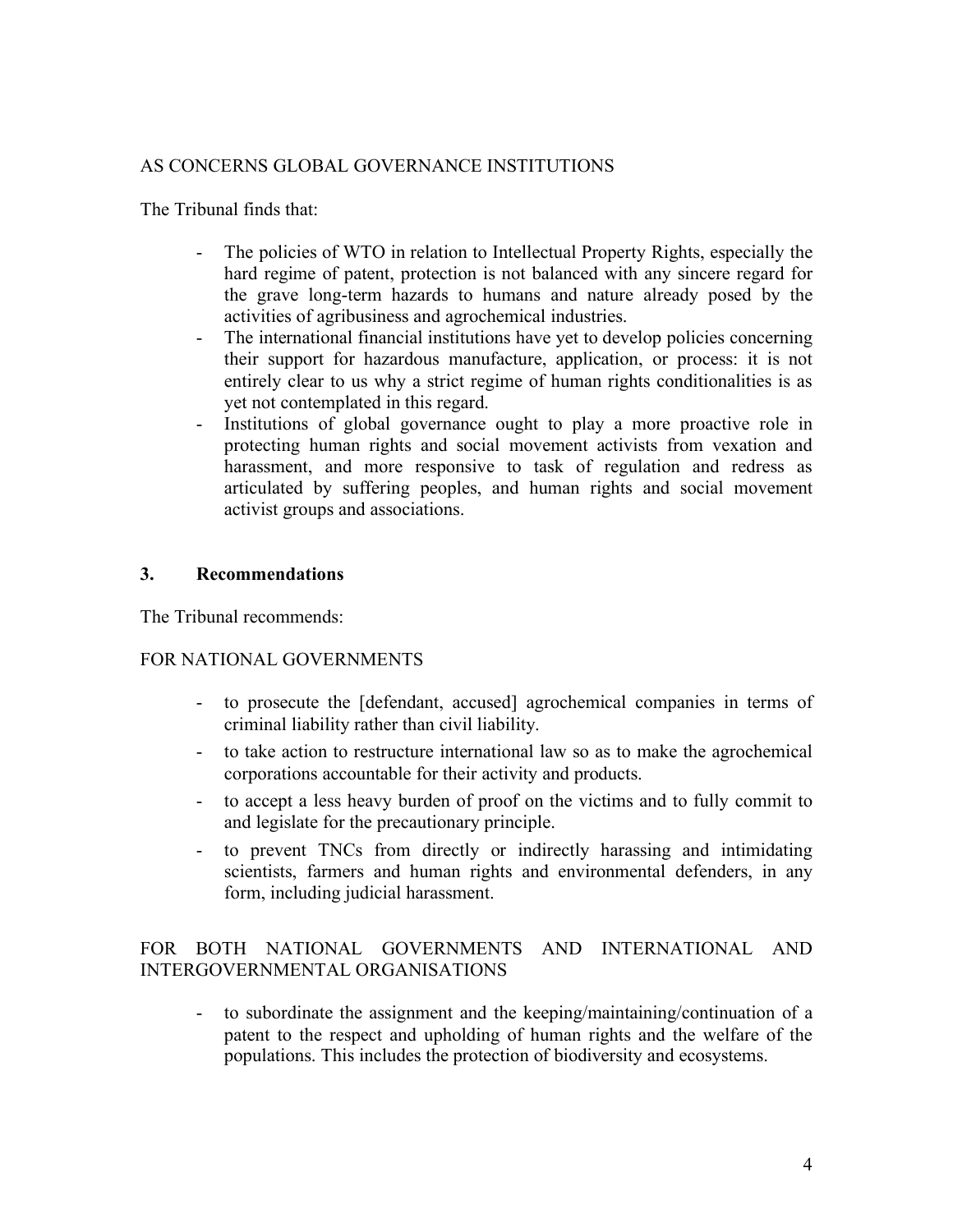AS CONCERNS GLOBAL GOVERNANCE INSTITUTIONS

The Tribunal finds that:

- The policies of WTO in relation to Intellectual Property Rights, especially the hard regime of patent, protection is not balanced with any sincere regard for the grave long-term hazards to humans and nature already posed by the activities of agribusiness and agrochemical industries.
- The international financial institutions have yet to develop policies concerning their support for hazardous manufacture, application, or process: it is not entirely clear to us why a strict regime of human rights conditionalities is as yet not contemplated in this regard.
- Institutions of global governance ought to play a more proactive role in protecting human rights and social movement activists from vexation and harassment, and more responsive to task of regulation and redress as articulated by suffering peoples, and human rights and social movement activist groups and associations.

## 3. Recommendations

The Tribunal recommends:

FOR NATIONAL GOVERNMENTS

- to prosecute the [defendant, accused] agrochemical companies in terms of criminal liability rather than civil liability.
- to take action to restructure international law so as to make the agrochemical corporations accountable for their activity and products.
- to accept a less heavy burden of proof on the victims and to fully commit to and legislate for the precautionary principle.
- to prevent TNCs from directly or indirectly harassing and intimidating scientists, farmers and human rights and environmental defenders, in any form, including judicial harassment.

FOR BOTH NATIONAL GOVERNMENTS AND INTERNATIONAL AND INTERGOVERNMENTAL ORGANISATIONS

- to subordinate the assignment and the keeping/maintaining/continuation of a patent to the respect and upholding of human rights and the welfare of the populations. This includes the protection of biodiversity and ecosystems.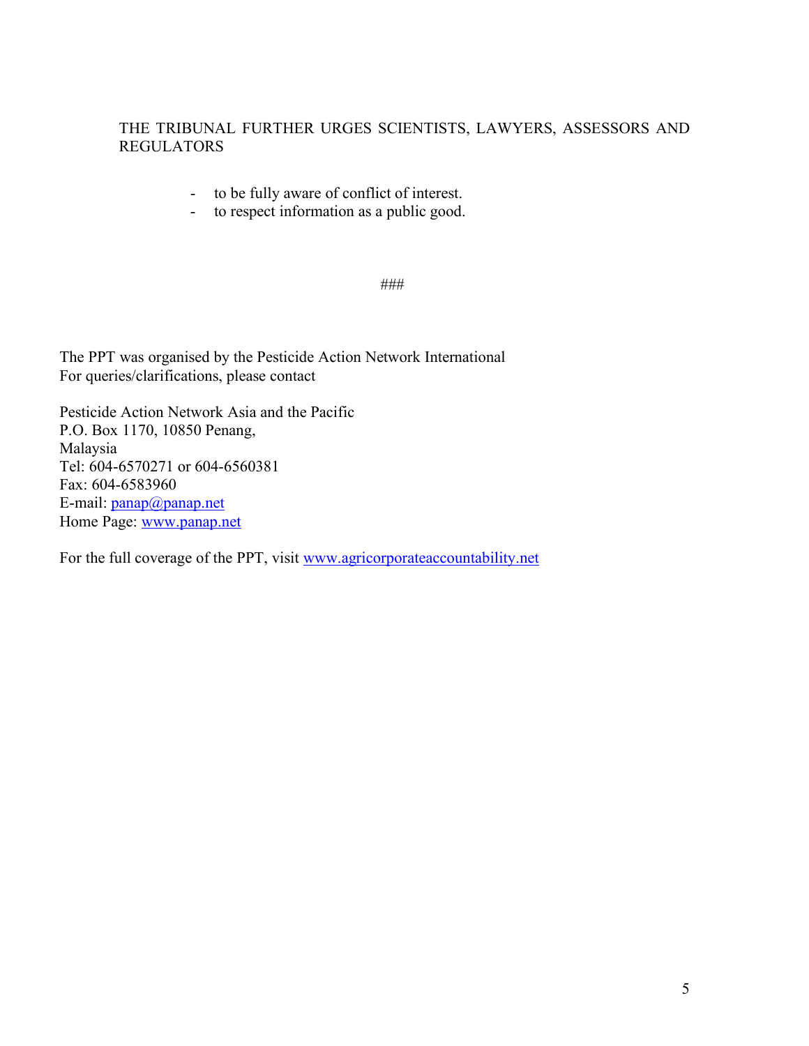THE TRIBUNAL FURTHER URGES SCIENTISTS, LAWYERS, ASSESSORS AND REGULATORS

- to be fully aware of conflict of interest.
- to respect information as a public good.

###

The PPT was organised by the Pesticide Action Network International
For queries/clarifications, please contact

Pesticide Action Network Asia and the Pacific
P.O. Box 1170, 10850 Penang,
Malaysia
Tel: 604-6570271 or 604-6560381
Fax: 604-6583960
E-mail: panap@panap.net
Home Page: www.panap.net

For the full coverage of the PPT, visit www.agricorporateaccountability.net